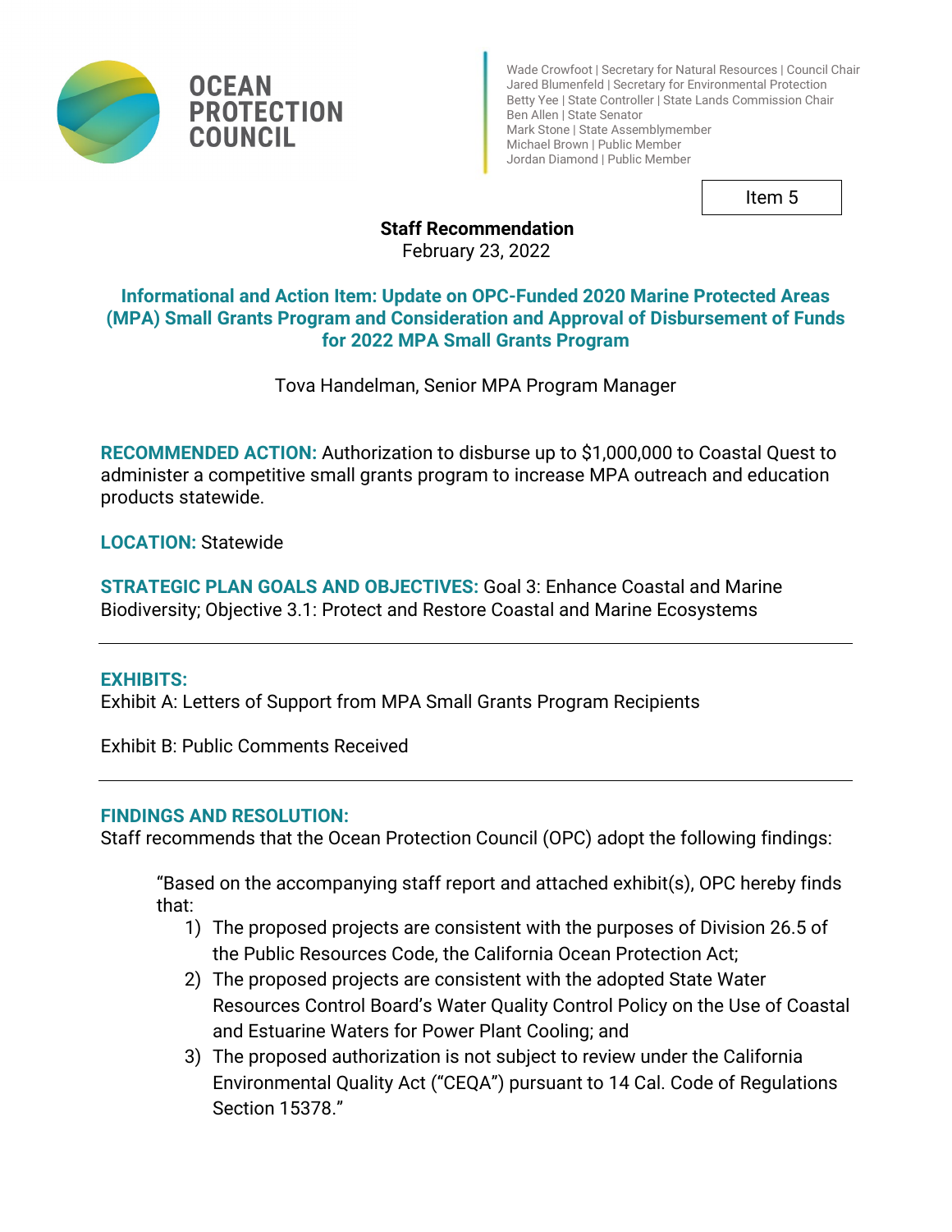# OCEAN PROTECTION COUNCIL

Wade Crowfoot | Secretary for Natural Resources | Council Chair
Jared Blumenfeld | Secretary for Environmental Protection
Betty Yee | State Controller | State Lands Commission Chair
Ben Allen | State Senator
Mark Stone | State Assemblymember
Michael Brown | Public Member
Jordan Diamond | Public Member

Item 5

**Staff Recommendation**
February 23, 2022

## Informational and Action Item: Update on OPC-Funded 2020 Marine Protected Areas (MPA) Small Grants Program and Consideration and Approval of Disbursement of Funds for 2022 MPA Small Grants Program

Tova Handelman, Senior MPA Program Manager

**RECOMMENDED ACTION:** Authorization to disburse up to $1,000,000 to Coastal Quest to administer a competitive small grants program to increase MPA outreach and education products statewide.

**LOCATION:** Statewide

**STRATEGIC PLAN GOALS AND OBJECTIVES:** Goal 3: Enhance Coastal and Marine Biodiversity; Objective 3.1: Protect and Restore Coastal and Marine Ecosystems

---

**EXHIBITS:**
Exhibit A: Letters of Support from MPA Small Grants Program Recipients

Exhibit B: Public Comments Received

---

**FINDINGS AND RESOLUTION:**
Staff recommends that the Ocean Protection Council (OPC) adopt the following findings:

> "Based on the accompanying staff report and attached exhibit(s), OPC hereby finds that:
> 1) The proposed projects are consistent with the purposes of Division 26.5 of the Public Resources Code, the California Ocean Protection Act;
> 2) The proposed projects are consistent with the adopted State Water Resources Control Board's Water Quality Control Policy on the Use of Coastal and Estuarine Waters for Power Plant Cooling; and
> 3) The proposed authorization is not subject to review under the California Environmental Quality Act ("CEQA") pursuant to 14 Cal. Code of Regulations Section 15378."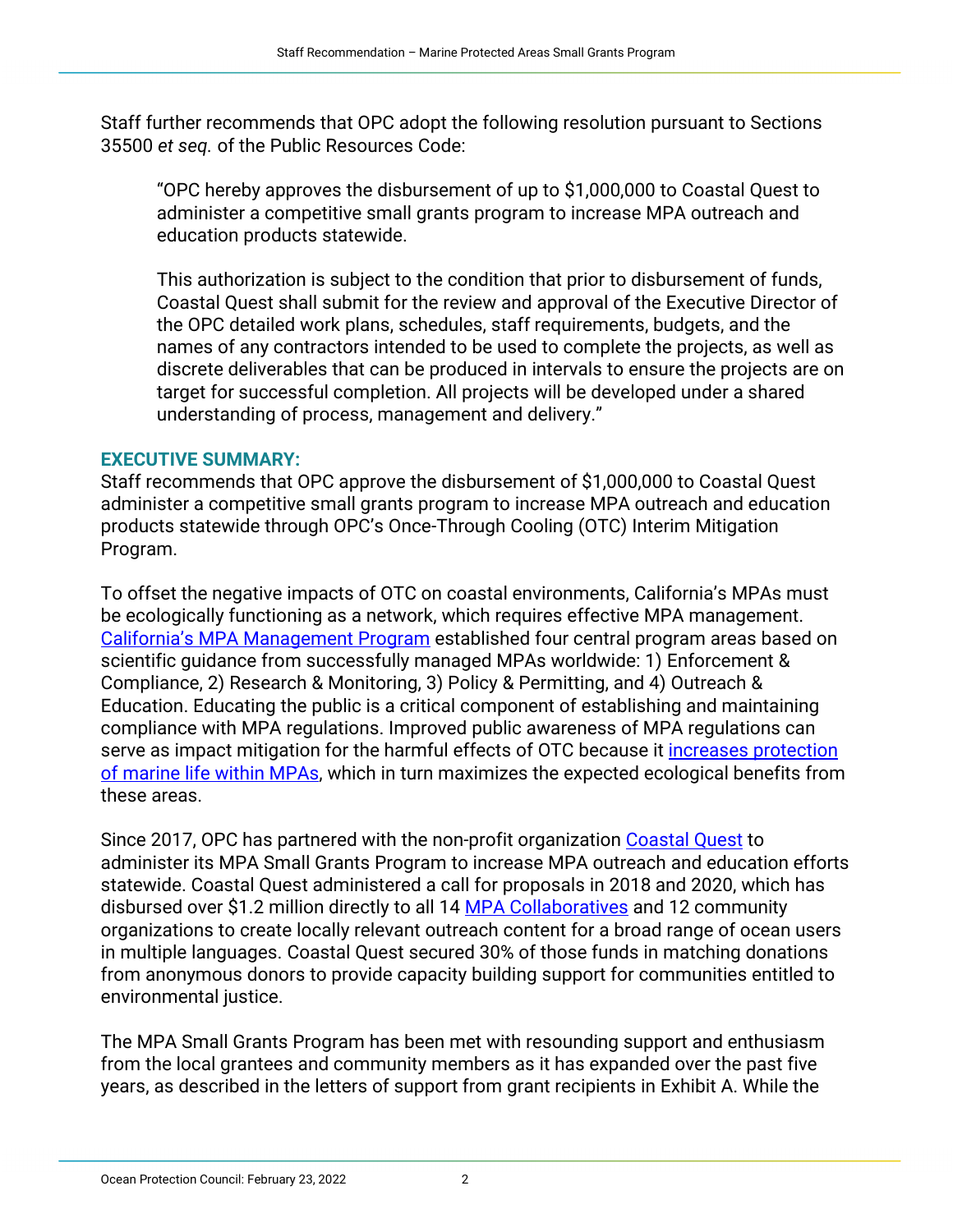Staff further recommends that OPC adopt the following resolution pursuant to Sections 35500 *et seq.* of the Public Resources Code:

> "OPC hereby approves the disbursement of up to $1,000,000 to Coastal Quest to administer a competitive small grants program to increase MPA outreach and education products statewide.
>
> This authorization is subject to the condition that prior to disbursement of funds, Coastal Quest shall submit for the review and approval of the Executive Director of the OPC detailed work plans, schedules, staff requirements, budgets, and the names of any contractors intended to be used to complete the projects, as well as discrete deliverables that can be produced in intervals to ensure the projects are on target for successful completion. All projects will be developed under a shared understanding of process, management and delivery."

## EXECUTIVE SUMMARY:

Staff recommends that OPC approve the disbursement of $1,000,000 to Coastal Quest administer a competitive small grants program to increase MPA outreach and education products statewide through OPC's Once-Through Cooling (OTC) Interim Mitigation Program.

To offset the negative impacts of OTC on coastal environments, California's MPAs must be ecologically functioning as a network, which requires effective MPA management. California's MPA Management Program established four central program areas based on scientific guidance from successfully managed MPAs worldwide: 1) Enforcement & Compliance, 2) Research & Monitoring, 3) Policy & Permitting, and 4) Outreach & Education. Educating the public is a critical component of establishing and maintaining compliance with MPA regulations. Improved public awareness of MPA regulations can serve as impact mitigation for the harmful effects of OTC because it increases protection of marine life within MPAs, which in turn maximizes the expected ecological benefits from these areas.

Since 2017, OPC has partnered with the non-profit organization Coastal Quest to administer its MPA Small Grants Program to increase MPA outreach and education efforts statewide. Coastal Quest administered a call for proposals in 2018 and 2020, which has disbursed over $1.2 million directly to all 14 MPA Collaboratives and 12 community organizations to create locally relevant outreach content for a broad range of ocean users in multiple languages. Coastal Quest secured 30% of those funds in matching donations from anonymous donors to provide capacity building support for communities entitled to environmental justice.

The MPA Small Grants Program has been met with resounding support and enthusiasm from the local grantees and community members as it has expanded over the past five years, as described in the letters of support from grant recipients in Exhibit A. While the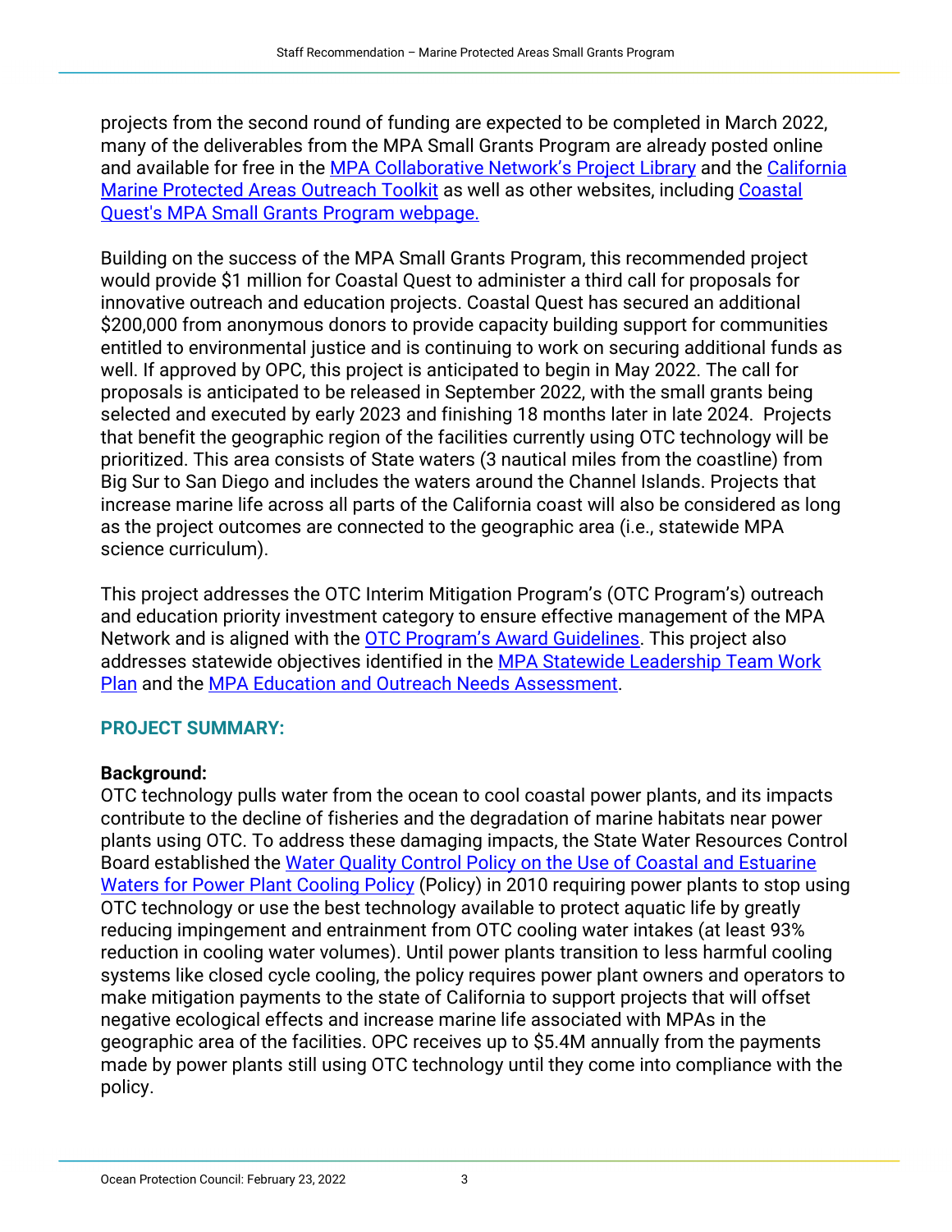projects from the second round of funding are expected to be completed in March 2022, many of the deliverables from the MPA Small Grants Program are already posted online and available for free in the MPA Collaborative Network's Project Library and the California Marine Protected Areas Outreach Toolkit as well as other websites, including Coastal Quest's MPA Small Grants Program webpage.

Building on the success of the MPA Small Grants Program, this recommended project would provide $1 million for Coastal Quest to administer a third call for proposals for innovative outreach and education projects. Coastal Quest has secured an additional $200,000 from anonymous donors to provide capacity building support for communities entitled to environmental justice and is continuing to work on securing additional funds as well. If approved by OPC, this project is anticipated to begin in May 2022. The call for proposals is anticipated to be released in September 2022, with the small grants being selected and executed by early 2023 and finishing 18 months later in late 2024. Projects that benefit the geographic region of the facilities currently using OTC technology will be prioritized. This area consists of State waters (3 nautical miles from the coastline) from Big Sur to San Diego and includes the waters around the Channel Islands. Projects that increase marine life across all parts of the California coast will also be considered as long as the project outcomes are connected to the geographic area (i.e., statewide MPA science curriculum).

This project addresses the OTC Interim Mitigation Program's (OTC Program's) outreach and education priority investment category to ensure effective management of the MPA Network and is aligned with the OTC Program's Award Guidelines. This project also addresses statewide objectives identified in the MPA Statewide Leadership Team Work Plan and the MPA Education and Outreach Needs Assessment.

## PROJECT SUMMARY:

**Background:**

OTC technology pulls water from the ocean to cool coastal power plants, and its impacts contribute to the decline of fisheries and the degradation of marine habitats near power plants using OTC. To address these damaging impacts, the State Water Resources Control Board established the Water Quality Control Policy on the Use of Coastal and Estuarine Waters for Power Plant Cooling Policy (Policy) in 2010 requiring power plants to stop using OTC technology or use the best technology available to protect aquatic life by greatly reducing impingement and entrainment from OTC cooling water intakes (at least 93% reduction in cooling water volumes). Until power plants transition to less harmful cooling systems like closed cycle cooling, the policy requires power plant owners and operators to make mitigation payments to the state of California to support projects that will offset negative ecological effects and increase marine life associated with MPAs in the geographic area of the facilities. OPC receives up to $5.4M annually from the payments made by power plants still using OTC technology until they come into compliance with the policy.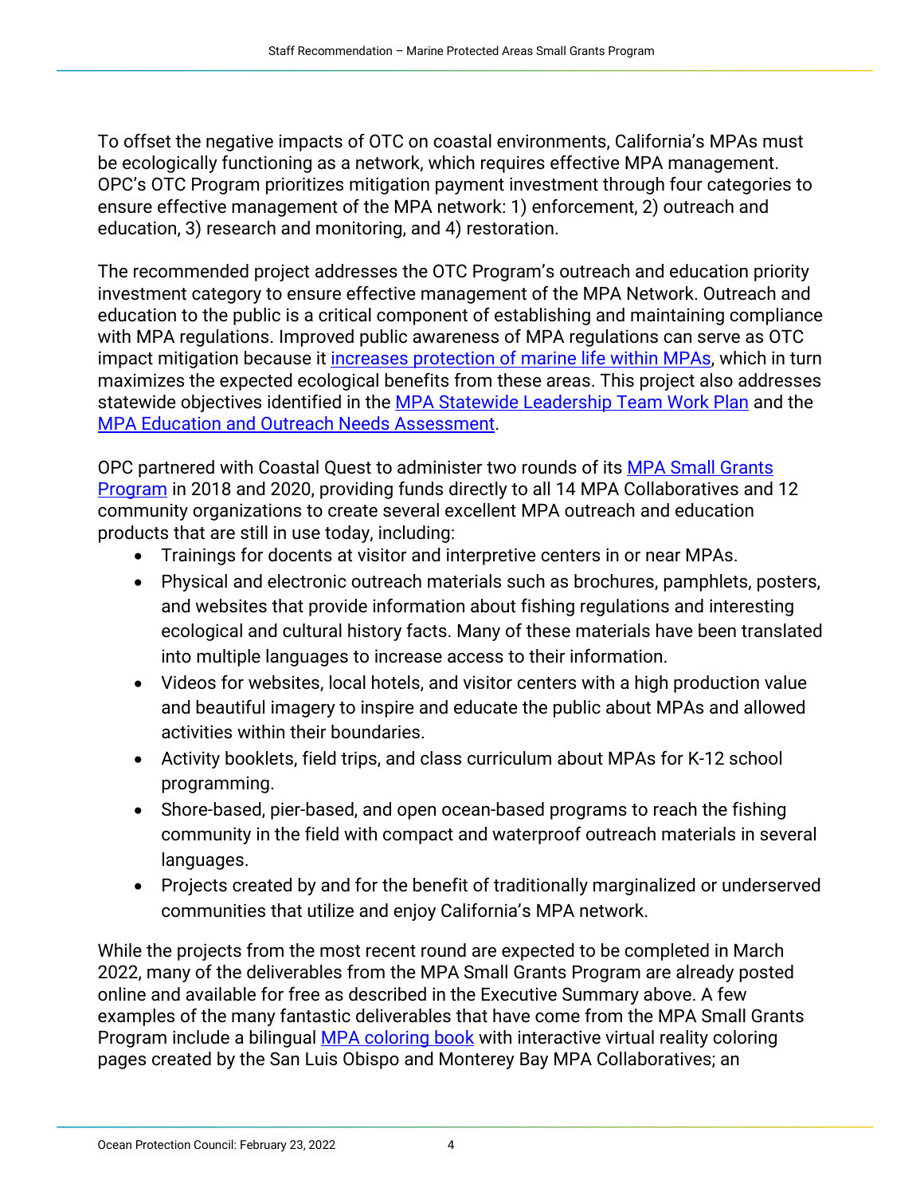To offset the negative impacts of OTC on coastal environments, California's MPAs must be ecologically functioning as a network, which requires effective MPA management. OPC's OTC Program prioritizes mitigation payment investment through four categories to ensure effective management of the MPA network: 1) enforcement, 2) outreach and education, 3) research and monitoring, and 4) restoration.

The recommended project addresses the OTC Program's outreach and education priority investment category to ensure effective management of the MPA Network. Outreach and education to the public is a critical component of establishing and maintaining compliance with MPA regulations. Improved public awareness of MPA regulations can serve as OTC impact mitigation because it increases protection of marine life within MPAs, which in turn maximizes the expected ecological benefits from these areas. This project also addresses statewide objectives identified in the MPA Statewide Leadership Team Work Plan and the MPA Education and Outreach Needs Assessment.

OPC partnered with Coastal Quest to administer two rounds of its MPA Small Grants Program in 2018 and 2020, providing funds directly to all 14 MPA Collaboratives and 12 community organizations to create several excellent MPA outreach and education products that are still in use today, including:

- Trainings for docents at visitor and interpretive centers in or near MPAs.
- Physical and electronic outreach materials such as brochures, pamphlets, posters, and websites that provide information about fishing regulations and interesting ecological and cultural history facts. Many of these materials have been translated into multiple languages to increase access to their information.
- Videos for websites, local hotels, and visitor centers with a high production value and beautiful imagery to inspire and educate the public about MPAs and allowed activities within their boundaries.
- Activity booklets, field trips, and class curriculum about MPAs for K-12 school programming.
- Shore-based, pier-based, and open ocean-based programs to reach the fishing community in the field with compact and waterproof outreach materials in several languages.
- Projects created by and for the benefit of traditionally marginalized or underserved communities that utilize and enjoy California's MPA network.

While the projects from the most recent round are expected to be completed in March 2022, many of the deliverables from the MPA Small Grants Program are already posted online and available for free as described in the Executive Summary above. A few examples of the many fantastic deliverables that have come from the MPA Small Grants Program include a bilingual MPA coloring book with interactive virtual reality coloring pages created by the San Luis Obispo and Monterey Bay MPA Collaboratives; an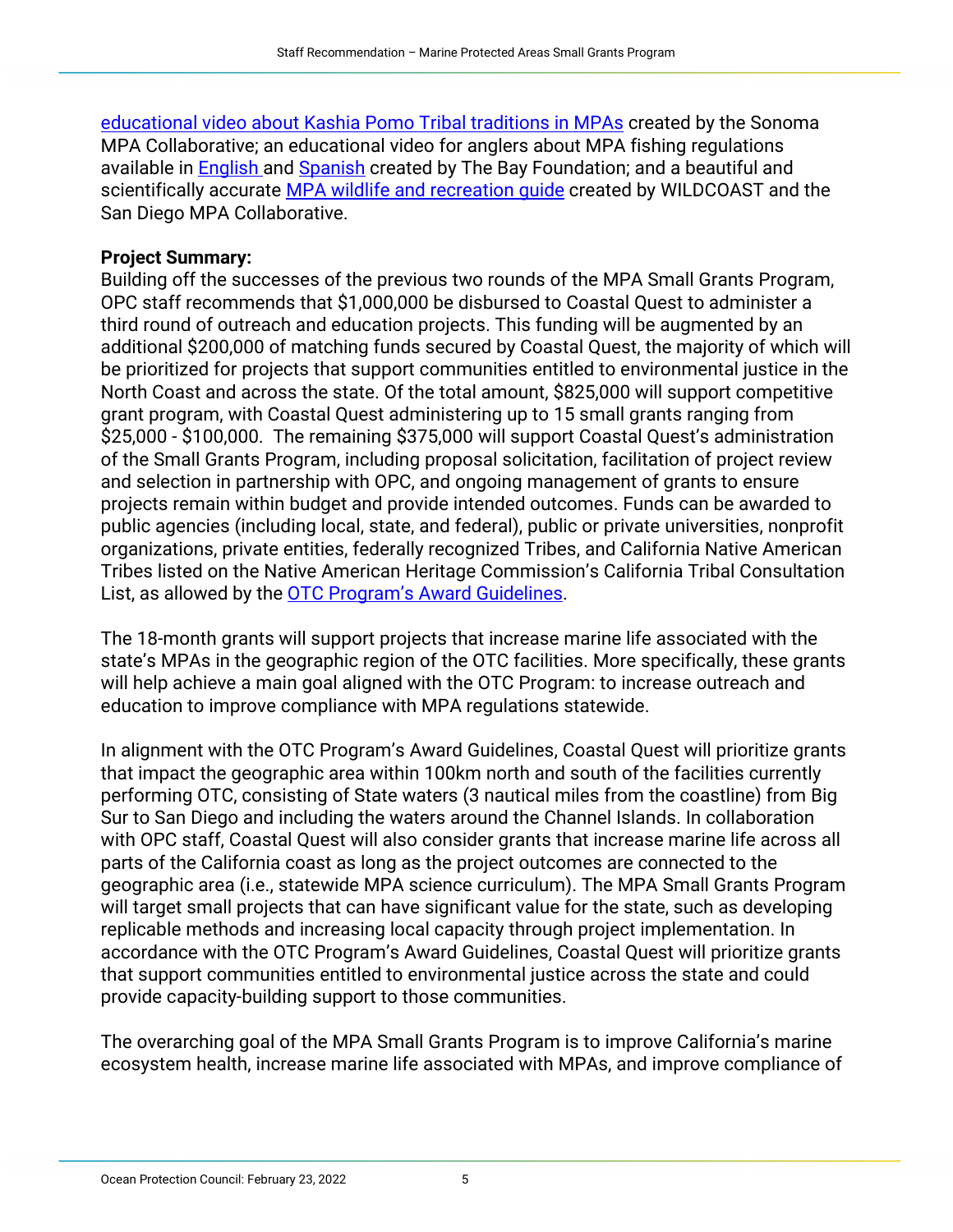[educational video about Kashia Pomo Tribal traditions in MPAs](#) created by the Sonoma MPA Collaborative; an educational video for anglers about MPA fishing regulations available in [English](#) and [Spanish](#) created by The Bay Foundation; and a beautiful and scientifically accurate [MPA wildlife and recreation guide](#) created by WILDCOAST and the San Diego MPA Collaborative.

**Project Summary:**
Building off the successes of the previous two rounds of the MPA Small Grants Program, OPC staff recommends that $1,000,000 be disbursed to Coastal Quest to administer a third round of outreach and education projects. This funding will be augmented by an additional $200,000 of matching funds secured by Coastal Quest, the majority of which will be prioritized for projects that support communities entitled to environmental justice in the North Coast and across the state. Of the total amount, $825,000 will support competitive grant program, with Coastal Quest administering up to 15 small grants ranging from $25,000 - $100,000. The remaining $375,000 will support Coastal Quest's administration of the Small Grants Program, including proposal solicitation, facilitation of project review and selection in partnership with OPC, and ongoing management of grants to ensure projects remain within budget and provide intended outcomes. Funds can be awarded to public agencies (including local, state, and federal), public or private universities, nonprofit organizations, private entities, federally recognized Tribes, and California Native American Tribes listed on the Native American Heritage Commission's California Tribal Consultation List, as allowed by the [OTC Program's Award Guidelines](#).

The 18-month grants will support projects that increase marine life associated with the state's MPAs in the geographic region of the OTC facilities. More specifically, these grants will help achieve a main goal aligned with the OTC Program: to increase outreach and education to improve compliance with MPA regulations statewide.

In alignment with the OTC Program's Award Guidelines, Coastal Quest will prioritize grants that impact the geographic area within 100km north and south of the facilities currently performing OTC, consisting of State waters (3 nautical miles from the coastline) from Big Sur to San Diego and including the waters around the Channel Islands. In collaboration with OPC staff, Coastal Quest will also consider grants that increase marine life across all parts of the California coast as long as the project outcomes are connected to the geographic area (i.e., statewide MPA science curriculum). The MPA Small Grants Program will target small projects that can have significant value for the state, such as developing replicable methods and increasing local capacity through project implementation. In accordance with the OTC Program's Award Guidelines, Coastal Quest will prioritize grants that support communities entitled to environmental justice across the state and could provide capacity-building support to those communities.

The overarching goal of the MPA Small Grants Program is to improve California's marine ecosystem health, increase marine life associated with MPAs, and improve compliance of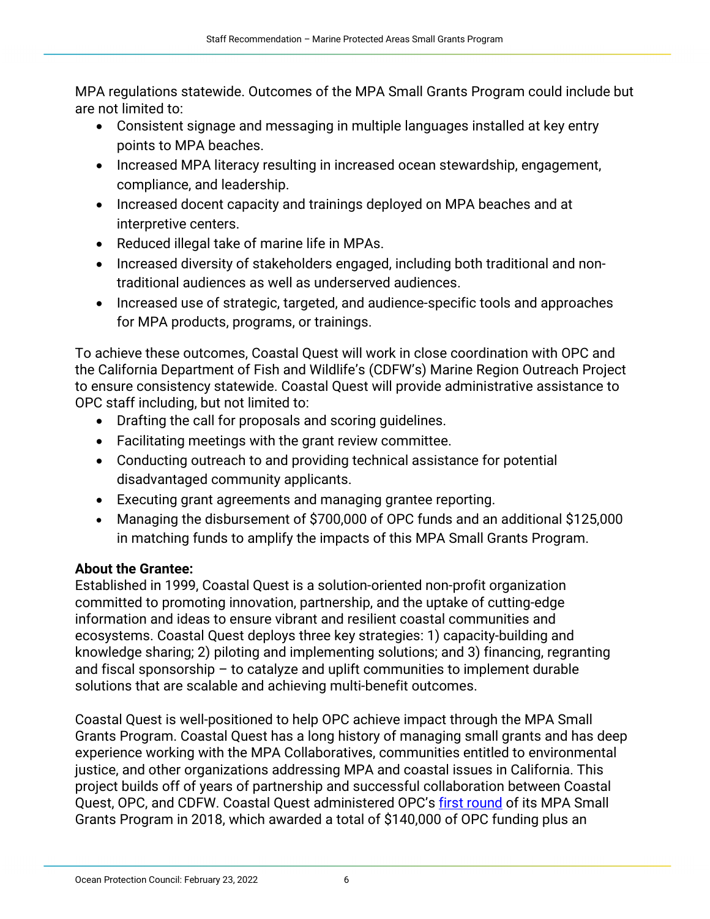MPA regulations statewide. Outcomes of the MPA Small Grants Program could include but are not limited to:

- Consistent signage and messaging in multiple languages installed at key entry points to MPA beaches.
- Increased MPA literacy resulting in increased ocean stewardship, engagement, compliance, and leadership.
- Increased docent capacity and trainings deployed on MPA beaches and at interpretive centers.
- Reduced illegal take of marine life in MPAs.
- Increased diversity of stakeholders engaged, including both traditional and non-traditional audiences as well as underserved audiences.
- Increased use of strategic, targeted, and audience-specific tools and approaches for MPA products, programs, or trainings.

To achieve these outcomes, Coastal Quest will work in close coordination with OPC and the California Department of Fish and Wildlife's (CDFW's) Marine Region Outreach Project to ensure consistency statewide. Coastal Quest will provide administrative assistance to OPC staff including, but not limited to:

- Drafting the call for proposals and scoring guidelines.
- Facilitating meetings with the grant review committee.
- Conducting outreach to and providing technical assistance for potential disadvantaged community applicants.
- Executing grant agreements and managing grantee reporting.
- Managing the disbursement of $700,000 of OPC funds and an additional $125,000 in matching funds to amplify the impacts of this MPA Small Grants Program.

**About the Grantee:**
Established in 1999, Coastal Quest is a solution-oriented non-profit organization committed to promoting innovation, partnership, and the uptake of cutting-edge information and ideas to ensure vibrant and resilient coastal communities and ecosystems. Coastal Quest deploys three key strategies: 1) capacity-building and knowledge sharing; 2) piloting and implementing solutions; and 3) financing, regranting and fiscal sponsorship – to catalyze and uplift communities to implement durable solutions that are scalable and achieving multi-benefit outcomes.

Coastal Quest is well-positioned to help OPC achieve impact through the MPA Small Grants Program. Coastal Quest has a long history of managing small grants and has deep experience working with the MPA Collaboratives, communities entitled to environmental justice, and other organizations addressing MPA and coastal issues in California. This project builds off of years of partnership and successful collaboration between Coastal Quest, OPC, and CDFW. Coastal Quest administered OPC's first round of its MPA Small Grants Program in 2018, which awarded a total of $140,000 of OPC funding plus an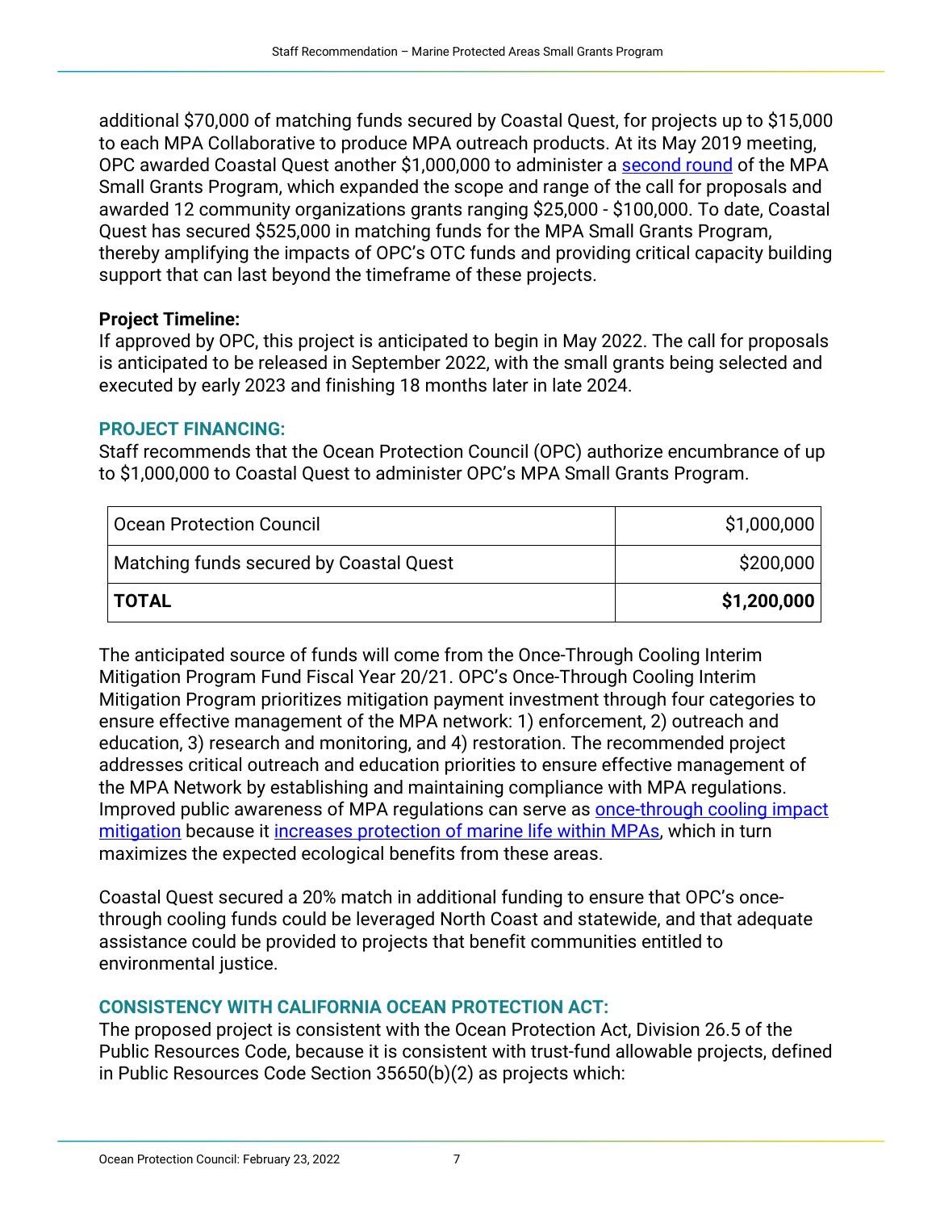additional $70,000 of matching funds secured by Coastal Quest, for projects up to $15,000 to each MPA Collaborative to produce MPA outreach products. At its May 2019 meeting, OPC awarded Coastal Quest another $1,000,000 to administer a second round of the MPA Small Grants Program, which expanded the scope and range of the call for proposals and awarded 12 community organizations grants ranging $25,000 - $100,000. To date, Coastal Quest has secured $525,000 in matching funds for the MPA Small Grants Program, thereby amplifying the impacts of OPC's OTC funds and providing critical capacity building support that can last beyond the timeframe of these projects.

**Project Timeline:**
If approved by OPC, this project is anticipated to begin in May 2022. The call for proposals is anticipated to be released in September 2022, with the small grants being selected and executed by early 2023 and finishing 18 months later in late 2024.

## PROJECT FINANCING:

Staff recommends that the Ocean Protection Council (OPC) authorize encumbrance of up to $1,000,000 to Coastal Quest to administer OPC's MPA Small Grants Program.

| | |
|---|---:|
| Ocean Protection Council | $1,000,000 |
| Matching funds secured by Coastal Quest | $200,000 |
| **TOTAL** | **$1,200,000** |

The anticipated source of funds will come from the Once-Through Cooling Interim Mitigation Program Fund Fiscal Year 20/21. OPC's Once-Through Cooling Interim Mitigation Program prioritizes mitigation payment investment through four categories to ensure effective management of the MPA network: 1) enforcement, 2) outreach and education, 3) research and monitoring, and 4) restoration. The recommended project addresses critical outreach and education priorities to ensure effective management of the MPA Network by establishing and maintaining compliance with MPA regulations. Improved public awareness of MPA regulations can serve as once-through cooling impact mitigation because it increases protection of marine life within MPAs, which in turn maximizes the expected ecological benefits from these areas.

Coastal Quest secured a 20% match in additional funding to ensure that OPC's once-through cooling funds could be leveraged North Coast and statewide, and that adequate assistance could be provided to projects that benefit communities entitled to environmental justice.

## CONSISTENCY WITH CALIFORNIA OCEAN PROTECTION ACT:

The proposed project is consistent with the Ocean Protection Act, Division 26.5 of the Public Resources Code, because it is consistent with trust-fund allowable projects, defined in Public Resources Code Section 35650(b)(2) as projects which: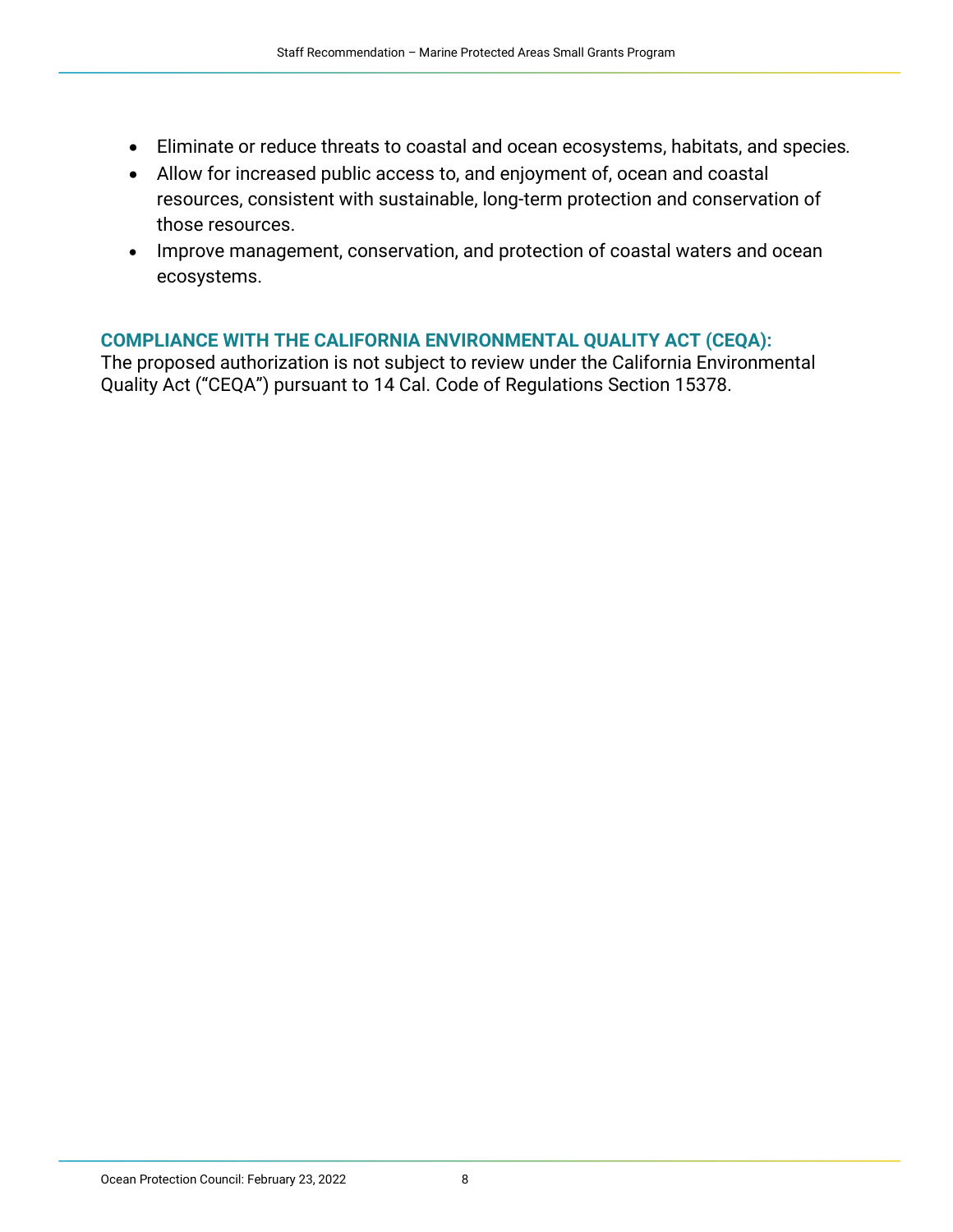- Eliminate or reduce threats to coastal and ocean ecosystems, habitats, and species.
- Allow for increased public access to, and enjoyment of, ocean and coastal resources, consistent with sustainable, long-term protection and conservation of those resources.
- Improve management, conservation, and protection of coastal waters and ocean ecosystems.

## COMPLIANCE WITH THE CALIFORNIA ENVIRONMENTAL QUALITY ACT (CEQA):

The proposed authorization is not subject to review under the California Environmental Quality Act ("CEQA") pursuant to 14 Cal. Code of Regulations Section 15378.